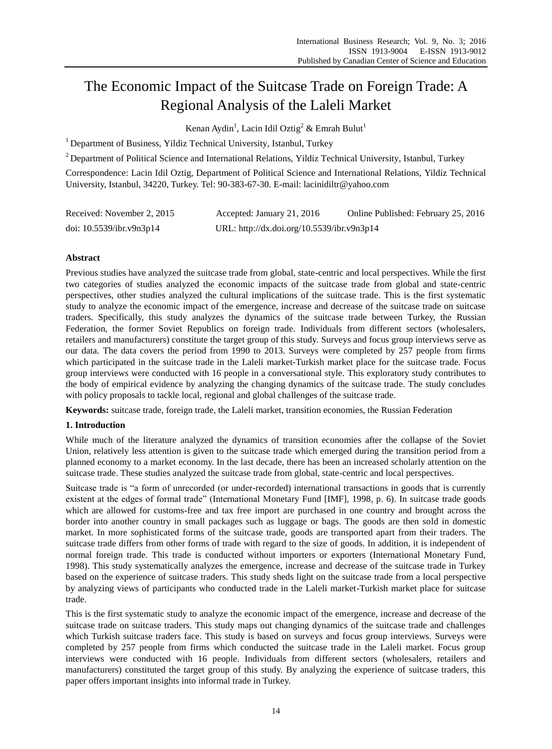# The Economic Impact of the Suitcase Trade on Foreign Trade: A Regional Analysis of the Laleli Market

Kenan Aydin[1], Lacin Idil Oztig[2] & Emrah Bulut[1]

[1] Department of Business, Yildiz Technical University, Istanbul, Turkey

[2] Department of Political Science and International Relations, Yildiz Technical University, Istanbul, Turkey

Correspondence: Lacin Idil Oztig, Department of Political Science and International Relations, Yildiz Technical University, Istanbul, 34220, Turkey. Tel: 90-383-67-30. E-mail: lacinidiltr@yahoo.com

Received: November 2, 2015 Accepted: January 21, 2016 Online Published: February 25, 2016

doi: 10.5539/ibr.v9n3p14 URL: http://dx.doi.org/10.5539/ibr.v9n3p14

## Abstract

Previous studies have analyzed the suitcase trade from global, state-centric and local perspectives. While the first two categories of studies analyzed the economic impacts of the suitcase trade from global and state-centric perspectives, other studies analyzed the cultural implications of the suitcase trade. This is the first systematic study to analyze the economic impact of the emergence, increase and decrease of the suitcase trade on suitcase traders. Specifically, this study analyzes the dynamics of the suitcase trade between Turkey, the Russian Federation, the former Soviet Republics on foreign trade. Individuals from different sectors (wholesalers, retailers and manufacturers) constitute the target group of this study. Surveys and focus group interviews serve as our data. The data covers the period from 1990 to 2013. Surveys were completed by 257 people from firms which participated in the suitcase trade in the Laleli market-Turkish market place for the suitcase trade. Focus group interviews were conducted with 16 people in a conversational style. This exploratory study contributes to the body of empirical evidence by analyzing the changing dynamics of the suitcase trade. The study concludes with policy proposals to tackle local, regional and global challenges of the suitcase trade.

**Keywords:** suitcase trade, foreign trade, the Laleli market, transition economies, the Russian Federation

## 1. Introduction

While much of the literature analyzed the dynamics of transition economies after the collapse of the Soviet Union, relatively less attention is given to the suitcase trade which emerged during the transition period from a planned economy to a market economy. In the last decade, there has been an increased scholarly attention on the suitcase trade. These studies analyzed the suitcase trade from global, state-centric and local perspectives.

Suitcase trade is "a form of unrecorded (or under-recorded) international transactions in goods that is currently existent at the edges of formal trade" (International Monetary Fund [IMF], 1998, p. 6). In suitcase trade goods which are allowed for customs-free and tax free import are purchased in one country and brought across the border into another country in small packages such as luggage or bags. The goods are then sold in domestic market. In more sophisticated forms of the suitcase trade, goods are transported apart from their traders. The suitcase trade differs from other forms of trade with regard to the size of goods. In addition, it is independent of normal foreign trade. This trade is conducted without importers or exporters (International Monetary Fund, 1998). This study systematically analyzes the emergence, increase and decrease of the suitcase trade in Turkey based on the experience of suitcase traders. This study sheds light on the suitcase trade from a local perspective by analyzing views of participants who conducted trade in the Laleli market-Turkish market place for suitcase trade.

This is the first systematic study to analyze the economic impact of the emergence, increase and decrease of the suitcase trade on suitcase traders. This study maps out changing dynamics of the suitcase trade and challenges which Turkish suitcase traders face. This study is based on surveys and focus group interviews. Surveys were completed by 257 people from firms which conducted the suitcase trade in the Laleli market. Focus group interviews were conducted with 16 people. Individuals from different sectors (wholesalers, retailers and manufacturers) constituted the target group of this study. By analyzing the experience of suitcase traders, this paper offers important insights into informal trade in Turkey.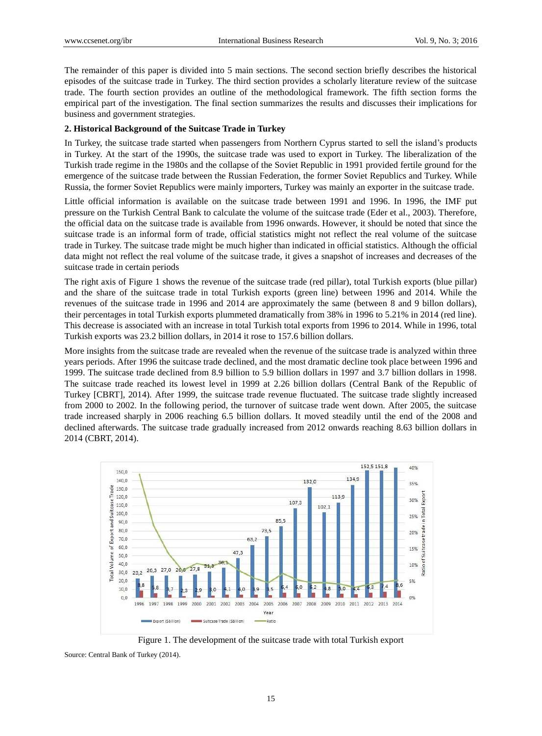The remainder of this paper is divided into 5 main sections. The second section briefly describes the historical episodes of the suitcase trade in Turkey. The third section provides a scholarly literature review of the suitcase trade. The fourth section provides an outline of the methodological framework. The fifth section forms the empirical part of the investigation. The final section summarizes the results and discusses their implications for business and government strategies.

## 2. Historical Background of the Suitcase Trade in Turkey

In Turkey, the suitcase trade started when passengers from Northern Cyprus started to sell the island's products in Turkey. At the start of the 1990s, the suitcase trade was used to export in Turkey. The liberalization of the Turkish trade regime in the 1980s and the collapse of the Soviet Republic in 1991 provided fertile ground for the emergence of the suitcase trade between the Russian Federation, the former Soviet Republics and Turkey. While Russia, the former Soviet Republics were mainly importers, Turkey was mainly an exporter in the suitcase trade.

Little official information is available on the suitcase trade between 1991 and 1996. In 1996, the IMF put pressure on the Turkish Central Bank to calculate the volume of the suitcase trade (Eder et al., 2003). Therefore, the official data on the suitcase trade is available from 1996 onwards. However, it should be noted that since the suitcase trade is an informal form of trade, official statistics might not reflect the real volume of the suitcase trade in Turkey. The suitcase trade might be much higher than indicated in official statistics. Although the official data might not reflect the real volume of the suitcase trade, it gives a snapshot of increases and decreases of the suitcase trade in certain periods

The right axis of Figure 1 shows the revenue of the suitcase trade (red pillar), total Turkish exports (blue pillar) and the share of the suitcase trade in total Turkish exports (green line) between 1996 and 2014. While the revenues of the suitcase trade in 1996 and 2014 are approximately the same (between 8 and 9 billon dollars), their percentages in total Turkish exports plummeted dramatically from 38% in 1996 to 5.21% in 2014 (red line). This decrease is associated with an increase in total Turkish total exports from 1996 to 2014. While in 1996, total Turkish exports was 23.2 billion dollars, in 2014 it rose to 157.6 billion dollars.

More insights from the suitcase trade are revealed when the revenue of the suitcase trade is analyzed within three years periods. After 1996 the suitcase trade declined, and the most dramatic decline took place between 1996 and 1999. The suitcase trade declined from 8.9 billion to 5.9 billion dollars in 1997 and 3.7 billion dollars in 1998. The suitcase trade reached its lowest level in 1999 at 2.26 billion dollars (Central Bank of the Republic of Turkey [CBRT], 2014). After 1999, the suitcase trade revenue fluctuated. The suitcase trade slightly increased from 2000 to 2002. In the following period, the turnover of suitcase trade went down. After 2005, the suitcase trade increased sharply in 2006 reaching 6.5 billion dollars. It moved steadily until the end of the 2008 and declined afterwards. The suitcase trade gradually increased from 2012 onwards reaching 8.63 billion dollars in 2014 (CBRT, 2014).

Figure 1. The development of the suitcase trade with total Turkish export

Source: Central Bank of Turkey (2014).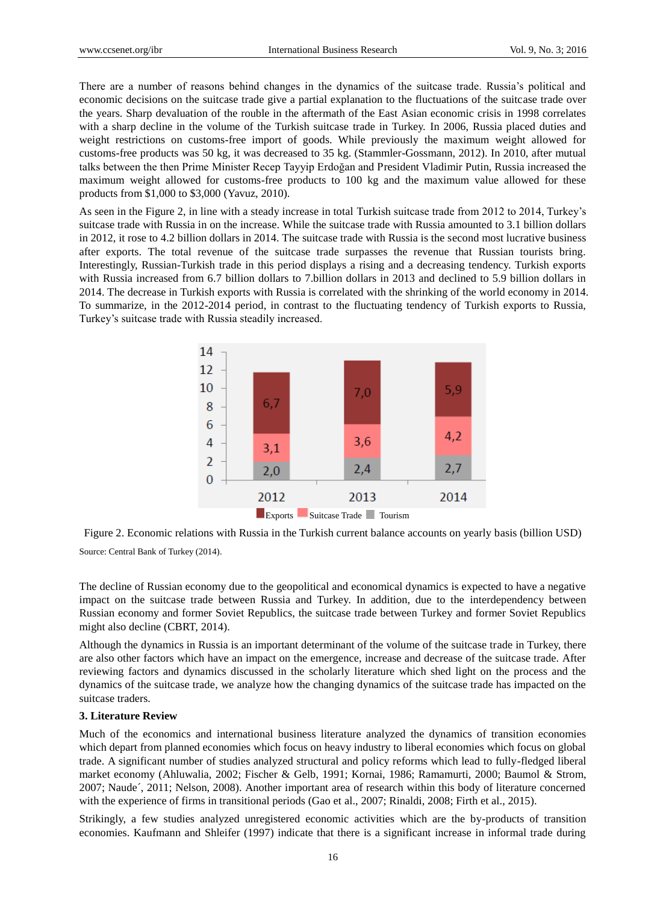There are a number of reasons behind changes in the dynamics of the suitcase trade. Russia's political and economic decisions on the suitcase trade give a partial explanation to the fluctuations of the suitcase trade over the years. Sharp devaluation of the rouble in the aftermath of the East Asian economic crisis in 1998 correlates with a sharp decline in the volume of the Turkish suitcase trade in Turkey. In 2006, Russia placed duties and weight restrictions on customs-free import of goods. While previously the maximum weight allowed for customs-free products was 50 kg, it was decreased to 35 kg. (Stammler-Gossmann, 2012). In 2010, after mutual talks between the then Prime Minister Recep Tayyip Erdoğan and President Vladimir Putin, Russia increased the maximum weight allowed for customs-free products to 100 kg and the maximum value allowed for these products from $1,000 to $3,000 (Yavuz, 2010).

As seen in the Figure 2, in line with a steady increase in total Turkish suitcase trade from 2012 to 2014, Turkey's suitcase trade with Russia in on the increase. While the suitcase trade with Russia amounted to 3.1 billion dollars in 2012, it rose to 4.2 billion dollars in 2014. The suitcase trade with Russia is the second most lucrative business after exports. The total revenue of the suitcase trade surpasses the revenue that Russian tourists bring. Interestingly, Russian-Turkish trade in this period displays a rising and a decreasing tendency. Turkish exports with Russia increased from 6.7 billion dollars to 7.billion dollars in 2013 and declined to 5.9 billion dollars in 2014. The decrease in Turkish exports with Russia is correlated with the shrinking of the world economy in 2014. To summarize, in the 2012-2014 period, in contrast to the fluctuating tendency of Turkish exports to Russia, Turkey's suitcase trade with Russia steadily increased.

| | 2012 | 2013 | 2014 |
|---|---|---|---|
| Exports | 6,7 | 7,0 | 5,9 |
| Suitcase Trade | 3,1 | 3,6 | 4,2 |
| Tourism | 2,0 | 2,4 | 2,7 |

Figure 2. Economic relations with Russia in the Turkish current balance accounts on yearly basis (billion USD)

Source: Central Bank of Turkey (2014).

The decline of Russian economy due to the geopolitical and economical dynamics is expected to have a negative impact on the suitcase trade between Russia and Turkey. In addition, due to the interdependency between Russian economy and former Soviet Republics, the suitcase trade between Turkey and former Soviet Republics might also decline (CBRT, 2014).

Although the dynamics in Russia is an important determinant of the volume of the suitcase trade in Turkey, there are also other factors which have an impact on the emergence, increase and decrease of the suitcase trade. After reviewing factors and dynamics discussed in the scholarly literature which shed light on the process and the dynamics of the suitcase trade, we analyze how the changing dynamics of the suitcase trade has impacted on the suitcase traders.

## 3. Literature Review

Much of the economics and international business literature analyzed the dynamics of transition economies which depart from planned economies which focus on heavy industry to liberal economies which focus on global trade. A significant number of studies analyzed structural and policy reforms which lead to fully-fledged liberal market economy (Ahluwalia, 2002; Fischer & Gelb, 1991; Kornai, 1986; Ramamurti, 2000; Baumol & Strom, 2007; Naude´, 2011; Nelson, 2008). Another important area of research within this body of literature concerned with the experience of firms in transitional periods (Gao et al., 2007; Rinaldi, 2008; Firth et al., 2015).

Strikingly, a few studies analyzed unregistered economic activities which are the by-products of transition economies. Kaufmann and Shleifer (1997) indicate that there is a significant increase in informal trade during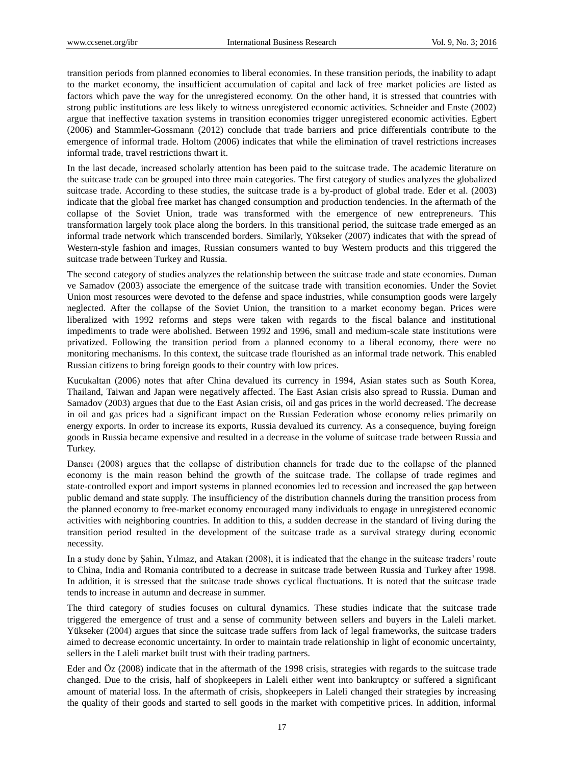transition periods from planned economies to liberal economies. In these transition periods, the inability to adapt to the market economy, the insufficient accumulation of capital and lack of free market policies are listed as factors which pave the way for the unregistered economy. On the other hand, it is stressed that countries with strong public institutions are less likely to witness unregistered economic activities. Schneider and Enste (2002) argue that ineffective taxation systems in transition economies trigger unregistered economic activities. Egbert (2006) and Stammler-Gossmann (2012) conclude that trade barriers and price differentials contribute to the emergence of informal trade. Holtom (2006) indicates that while the elimination of travel restrictions increases informal trade, travel restrictions thwart it.

In the last decade, increased scholarly attention has been paid to the suitcase trade. The academic literature on the suitcase trade can be grouped into three main categories. The first category of studies analyzes the globalized suitcase trade. According to these studies, the suitcase trade is a by-product of global trade. Eder et al. (2003) indicate that the global free market has changed consumption and production tendencies. In the aftermath of the collapse of the Soviet Union, trade was transformed with the emergence of new entrepreneurs. This transformation largely took place along the borders. In this transitional period, the suitcase trade emerged as an informal trade network which transcended borders. Similarly, Yükseker (2007) indicates that with the spread of Western-style fashion and images, Russian consumers wanted to buy Western products and this triggered the suitcase trade between Turkey and Russia.

The second category of studies analyzes the relationship between the suitcase trade and state economies. Duman ve Samadov (2003) associate the emergence of the suitcase trade with transition economies. Under the Soviet Union most resources were devoted to the defense and space industries, while consumption goods were largely neglected. After the collapse of the Soviet Union, the transition to a market economy began. Prices were liberalized with 1992 reforms and steps were taken with regards to the fiscal balance and institutional impediments to trade were abolished. Between 1992 and 1996, small and medium-scale state institutions were privatized. Following the transition period from a planned economy to a liberal economy, there were no monitoring mechanisms. In this context, the suitcase trade flourished as an informal trade network. This enabled Russian citizens to bring foreign goods to their country with low prices.

Kucukaltan (2006) notes that after China devalued its currency in 1994, Asian states such as South Korea, Thailand, Taiwan and Japan were negatively affected. The East Asian crisis also spread to Russia. Duman and Samadov (2003) argues that due to the East Asian crisis, oil and gas prices in the world decreased. The decrease in oil and gas prices had a significant impact on the Russian Federation whose economy relies primarily on energy exports. In order to increase its exports, Russia devalued its currency. As a consequence, buying foreign goods in Russia became expensive and resulted in a decrease in the volume of suitcase trade between Russia and Turkey.

Danscı (2008) argues that the collapse of distribution channels for trade due to the collapse of the planned economy is the main reason behind the growth of the suitcase trade. The collapse of trade regimes and state-controlled export and import systems in planned economies led to recession and increased the gap between public demand and state supply. The insufficiency of the distribution channels during the transition process from the planned economy to free-market economy encouraged many individuals to engage in unregistered economic activities with neighboring countries. In addition to this, a sudden decrease in the standard of living during the transition period resulted in the development of the suitcase trade as a survival strategy during economic necessity.

In a study done by Şahin, Yılmaz, and Atakan (2008), it is indicated that the change in the suitcase traders' route to China, India and Romania contributed to a decrease in suitcase trade between Russia and Turkey after 1998. In addition, it is stressed that the suitcase trade shows cyclical fluctuations. It is noted that the suitcase trade tends to increase in autumn and decrease in summer.

The third category of studies focuses on cultural dynamics. These studies indicate that the suitcase trade triggered the emergence of trust and a sense of community between sellers and buyers in the Laleli market. Yükseker (2004) argues that since the suitcase trade suffers from lack of legal frameworks, the suitcase traders aimed to decrease economic uncertainty. In order to maintain trade relationship in light of economic uncertainty, sellers in the Laleli market built trust with their trading partners.

Eder and Öz (2008) indicate that in the aftermath of the 1998 crisis, strategies with regards to the suitcase trade changed. Due to the crisis, half of shopkeepers in Laleli either went into bankruptcy or suffered a significant amount of material loss. In the aftermath of crisis, shopkeepers in Laleli changed their strategies by increasing the quality of their goods and started to sell goods in the market with competitive prices. In addition, informal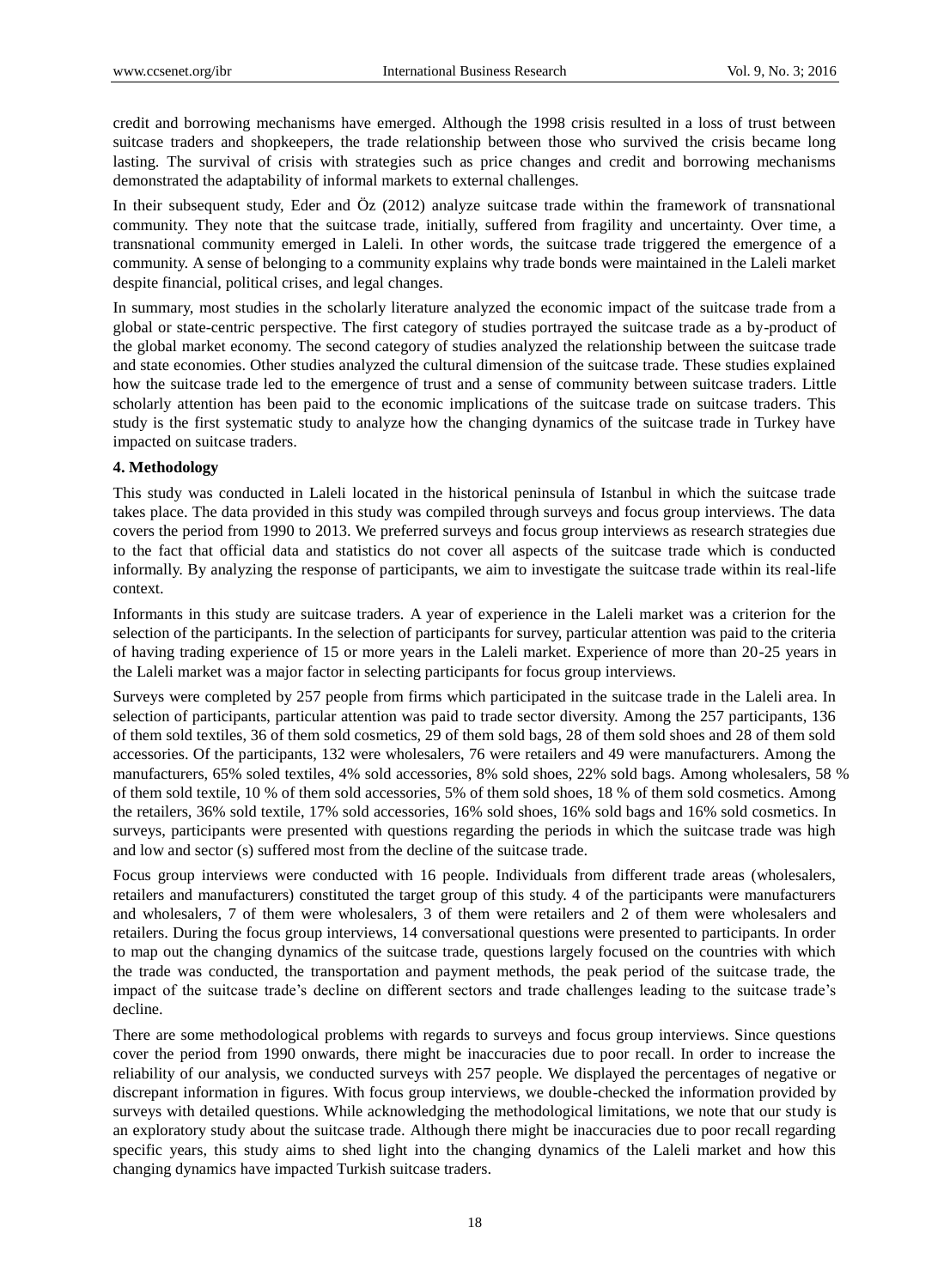credit and borrowing mechanisms have emerged. Although the 1998 crisis resulted in a loss of trust between suitcase traders and shopkeepers, the trade relationship between those who survived the crisis became long lasting. The survival of crisis with strategies such as price changes and credit and borrowing mechanisms demonstrated the adaptability of informal markets to external challenges.

In their subsequent study, Eder and Öz (2012) analyze suitcase trade within the framework of transnational community. They note that the suitcase trade, initially, suffered from fragility and uncertainty. Over time, a transnational community emerged in Laleli. In other words, the suitcase trade triggered the emergence of a community. A sense of belonging to a community explains why trade bonds were maintained in the Laleli market despite financial, political crises, and legal changes.

In summary, most studies in the scholarly literature analyzed the economic impact of the suitcase trade from a global or state-centric perspective. The first category of studies portrayed the suitcase trade as a by-product of the global market economy. The second category of studies analyzed the relationship between the suitcase trade and state economies. Other studies analyzed the cultural dimension of the suitcase trade. These studies explained how the suitcase trade led to the emergence of trust and a sense of community between suitcase traders. Little scholarly attention has been paid to the economic implications of the suitcase trade on suitcase traders. This study is the first systematic study to analyze how the changing dynamics of the suitcase trade in Turkey have impacted on suitcase traders.

## 4. Methodology

This study was conducted in Laleli located in the historical peninsula of Istanbul in which the suitcase trade takes place. The data provided in this study was compiled through surveys and focus group interviews. The data covers the period from 1990 to 2013. We preferred surveys and focus group interviews as research strategies due to the fact that official data and statistics do not cover all aspects of the suitcase trade which is conducted informally. By analyzing the response of participants, we aim to investigate the suitcase trade within its real-life context.

Informants in this study are suitcase traders. A year of experience in the Laleli market was a criterion for the selection of the participants. In the selection of participants for survey, particular attention was paid to the criteria of having trading experience of 15 or more years in the Laleli market. Experience of more than 20-25 years in the Laleli market was a major factor in selecting participants for focus group interviews.

Surveys were completed by 257 people from firms which participated in the suitcase trade in the Laleli area. In selection of participants, particular attention was paid to trade sector diversity. Among the 257 participants, 136 of them sold textiles, 36 of them sold cosmetics, 29 of them sold bags, 28 of them sold shoes and 28 of them sold accessories. Of the participants, 132 were wholesalers, 76 were retailers and 49 were manufacturers. Among the manufacturers, 65% soled textiles, 4% sold accessories, 8% sold shoes, 22% sold bags. Among wholesalers, 58 % of them sold textile, 10 % of them sold accessories, 5% of them sold shoes, 18 % of them sold cosmetics. Among the retailers, 36% sold textile, 17% sold accessories, 16% sold shoes, 16% sold bags and 16% sold cosmetics. In surveys, participants were presented with questions regarding the periods in which the suitcase trade was high and low and sector (s) suffered most from the decline of the suitcase trade.

Focus group interviews were conducted with 16 people. Individuals from different trade areas (wholesalers, retailers and manufacturers) constituted the target group of this study. 4 of the participants were manufacturers and wholesalers, 7 of them were wholesalers, 3 of them were retailers and 2 of them were wholesalers and retailers. During the focus group interviews, 14 conversational questions were presented to participants. In order to map out the changing dynamics of the suitcase trade, questions largely focused on the countries with which the trade was conducted, the transportation and payment methods, the peak period of the suitcase trade, the impact of the suitcase trade's decline on different sectors and trade challenges leading to the suitcase trade's decline.

There are some methodological problems with regards to surveys and focus group interviews. Since questions cover the period from 1990 onwards, there might be inaccuracies due to poor recall. In order to increase the reliability of our analysis, we conducted surveys with 257 people. We displayed the percentages of negative or discrepant information in figures. With focus group interviews, we double-checked the information provided by surveys with detailed questions. While acknowledging the methodological limitations, we note that our study is an exploratory study about the suitcase trade. Although there might be inaccuracies due to poor recall regarding specific years, this study aims to shed light into the changing dynamics of the Laleli market and how this changing dynamics have impacted Turkish suitcase traders.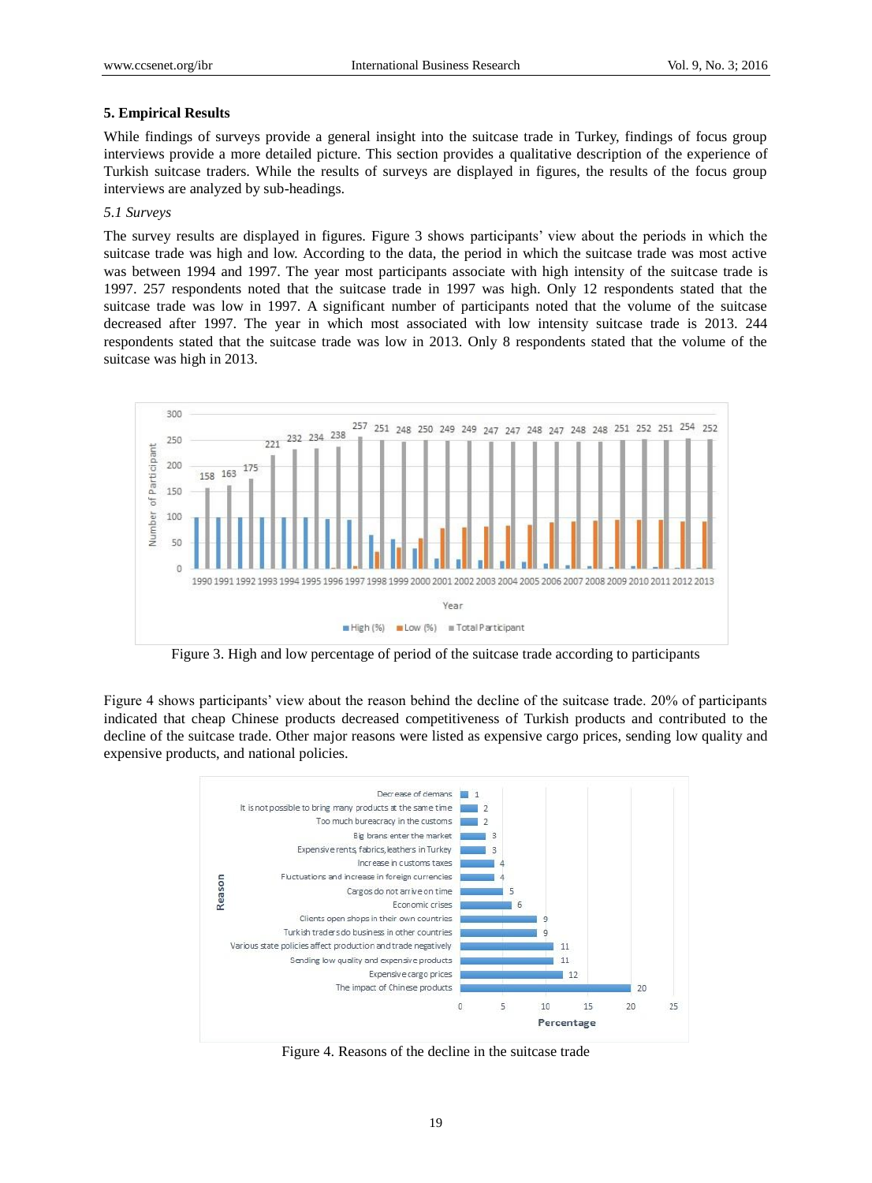## 5. Empirical Results

While findings of surveys provide a general insight into the suitcase trade in Turkey, findings of focus group interviews provide a more detailed picture. This section provides a qualitative description of the experience of Turkish suitcase traders. While the results of surveys are displayed in figures, the results of the focus group interviews are analyzed by sub-headings.

### *5.1 Surveys*

The survey results are displayed in figures. Figure 3 shows participants' view about the periods in which the suitcase trade was high and low. According to the data, the period in which the suitcase trade was most active was between 1994 and 1997. The year most participants associate with high intensity of the suitcase trade is 1997. 257 respondents noted that the suitcase trade in 1997 was high. Only 12 respondents stated that the suitcase trade was low in 1997. A significant number of participants noted that the volume of the suitcase decreased after 1997. The year in which most associated with low intensity suitcase trade is 2013. 244 respondents stated that the suitcase trade was low in 2013. Only 8 respondents stated that the volume of the suitcase was high in 2013.

Figure 3. High and low percentage of period of the suitcase trade according to participants

Figure 4 shows participants' view about the reason behind the decline of the suitcase trade. 20% of participants indicated that cheap Chinese products decreased competitiveness of Turkish products and contributed to the decline of the suitcase trade. Other major reasons were listed as expensive cargo prices, sending low quality and expensive products, and national policies.

Figure 4. Reasons of the decline in the suitcase trade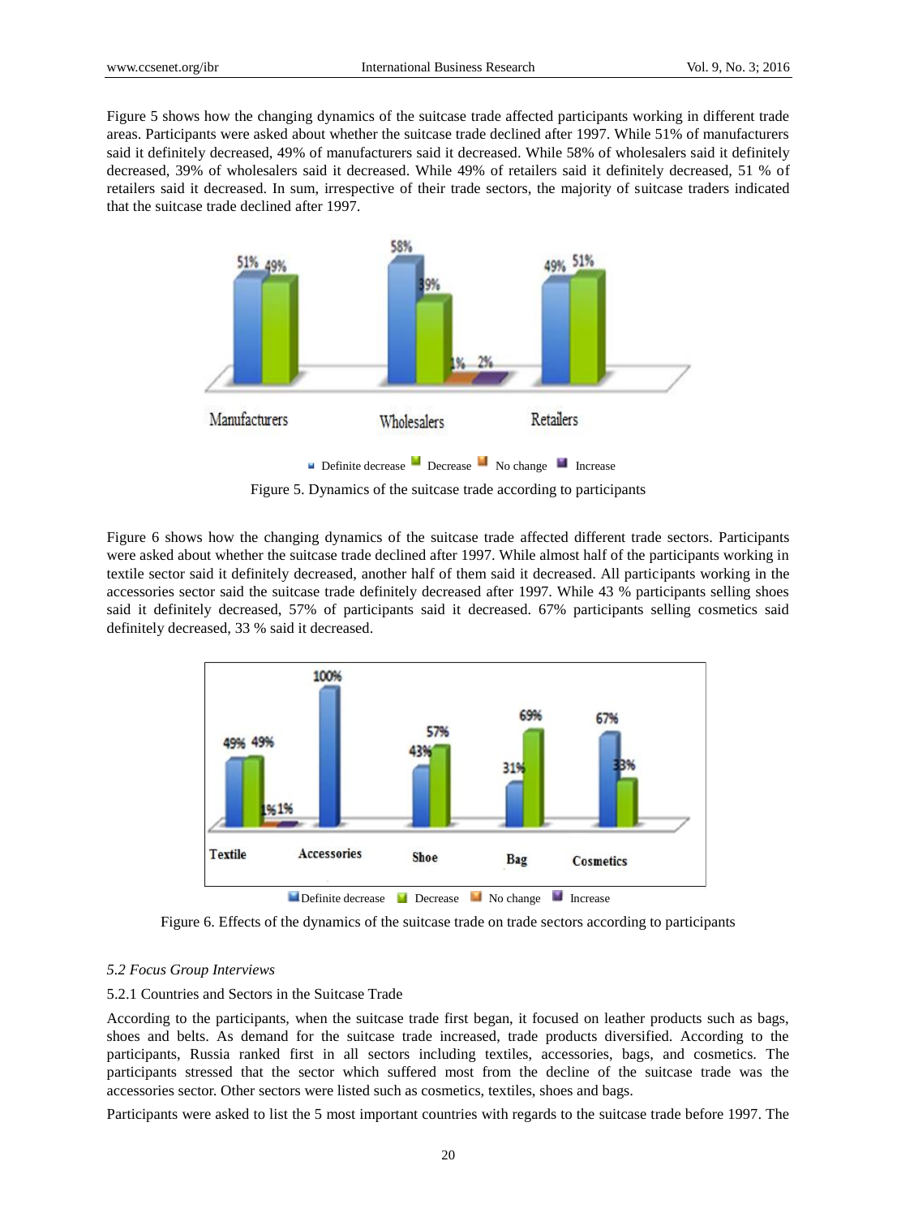Figure 5 shows how the changing dynamics of the suitcase trade affected participants working in different trade areas. Participants were asked about whether the suitcase trade declined after 1997. While 51% of manufacturers said it definitely decreased, 49% of manufacturers said it decreased. While 58% of wholesalers said it definitely decreased, 39% of wholesalers said it decreased. While 49% of retailers said it definitely decreased, 51 % of retailers said it decreased. In sum, irrespective of their trade sectors, the majority of suitcase traders indicated that the suitcase trade declined after 1997.

Figure 5. Dynamics of the suitcase trade according to participants

Figure 6 shows how the changing dynamics of the suitcase trade affected different trade sectors. Participants were asked about whether the suitcase trade declined after 1997. While almost half of the participants working in textile sector said it definitely decreased, another half of them said it decreased. All participants working in the accessories sector said the suitcase trade definitely decreased after 1997. While 43 % participants selling shoes said it definitely decreased, 57% of participants said it decreased. 67% participants selling cosmetics said definitely decreased, 33 % said it decreased.

Figure 6. Effects of the dynamics of the suitcase trade on trade sectors according to participants

### *5.2 Focus Group Interviews*

#### 5.2.1 Countries and Sectors in the Suitcase Trade

According to the participants, when the suitcase trade first began, it focused on leather products such as bags, shoes and belts. As demand for the suitcase trade increased, trade products diversified. According to the participants, Russia ranked first in all sectors including textiles, accessories, bags, and cosmetics. The participants stressed that the sector which suffered most from the decline of the suitcase trade was the accessories sector. Other sectors were listed such as cosmetics, textiles, shoes and bags.

Participants were asked to list the 5 most important countries with regards to the suitcase trade before 1997. The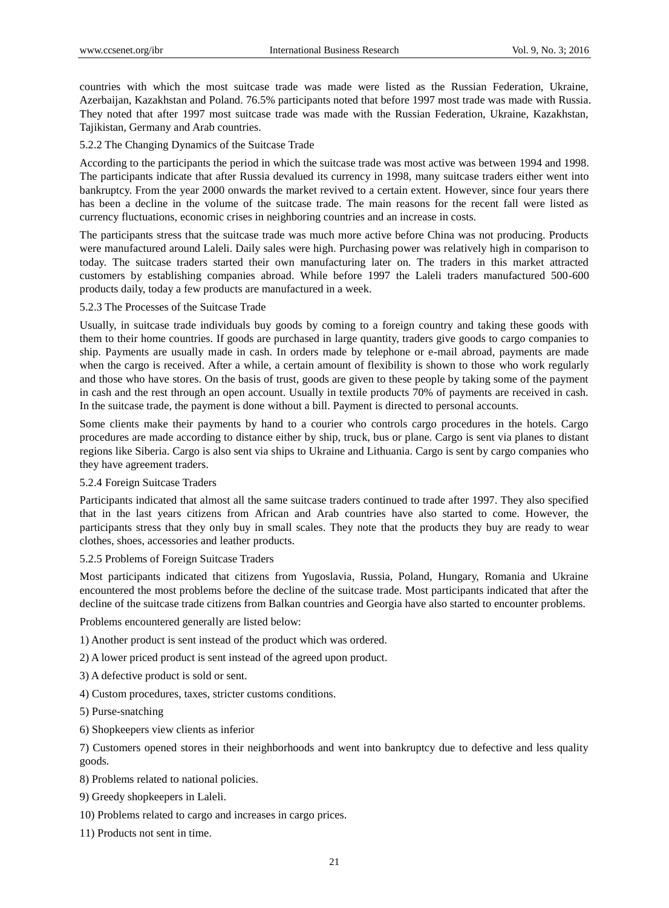countries with which the most suitcase trade was made were listed as the Russian Federation, Ukraine, Azerbaijan, Kazakhstan and Poland. 76.5% participants noted that before 1997 most trade was made with Russia. They noted that after 1997 most suitcase trade was made with the Russian Federation, Ukraine, Kazakhstan, Tajikistan, Germany and Arab countries.

#### 5.2.2 The Changing Dynamics of the Suitcase Trade

According to the participants the period in which the suitcase trade was most active was between 1994 and 1998. The participants indicate that after Russia devalued its currency in 1998, many suitcase traders either went into bankruptcy. From the year 2000 onwards the market revived to a certain extent. However, since four years there has been a decline in the volume of the suitcase trade. The main reasons for the recent fall were listed as currency fluctuations, economic crises in neighboring countries and an increase in costs.

The participants stress that the suitcase trade was much more active before China was not producing. Products were manufactured around Laleli. Daily sales were high. Purchasing power was relatively high in comparison to today. The suitcase traders started their own manufacturing later on. The traders in this market attracted customers by establishing companies abroad. While before 1997 the Laleli traders manufactured 500-600 products daily, today a few products are manufactured in a week.

#### 5.2.3 The Processes of the Suitcase Trade

Usually, in suitcase trade individuals buy goods by coming to a foreign country and taking these goods with them to their home countries. If goods are purchased in large quantity, traders give goods to cargo companies to ship. Payments are usually made in cash. In orders made by telephone or e-mail abroad, payments are made when the cargo is received. After a while, a certain amount of flexibility is shown to those who work regularly and those who have stores. On the basis of trust, goods are given to these people by taking some of the payment in cash and the rest through an open account. Usually in textile products 70% of payments are received in cash. In the suitcase trade, the payment is done without a bill. Payment is directed to personal accounts.

Some clients make their payments by hand to a courier who controls cargo procedures in the hotels. Cargo procedures are made according to distance either by ship, truck, bus or plane. Cargo is sent via planes to distant regions like Siberia. Cargo is also sent via ships to Ukraine and Lithuania. Cargo is sent by cargo companies who they have agreement traders.

#### 5.2.4 Foreign Suitcase Traders

Participants indicated that almost all the same suitcase traders continued to trade after 1997. They also specified that in the last years citizens from African and Arab countries have also started to come. However, the participants stress that they only buy in small scales. They note that the products they buy are ready to wear clothes, shoes, accessories and leather products.

#### 5.2.5 Problems of Foreign Suitcase Traders

Most participants indicated that citizens from Yugoslavia, Russia, Poland, Hungary, Romania and Ukraine encountered the most problems before the decline of the suitcase trade. Most participants indicated that after the decline of the suitcase trade citizens from Balkan countries and Georgia have also started to encounter problems.

Problems encountered generally are listed below:

1) Another product is sent instead of the product which was ordered.

2) A lower priced product is sent instead of the agreed upon product.

3) A defective product is sold or sent.

4) Custom procedures, taxes, stricter customs conditions.

5) Purse-snatching

6) Shopkeepers view clients as inferior

7) Customers opened stores in their neighborhoods and went into bankruptcy due to defective and less quality goods.

8) Problems related to national policies.

9) Greedy shopkeepers in Laleli.

10) Problems related to cargo and increases in cargo prices.

11) Products not sent in time.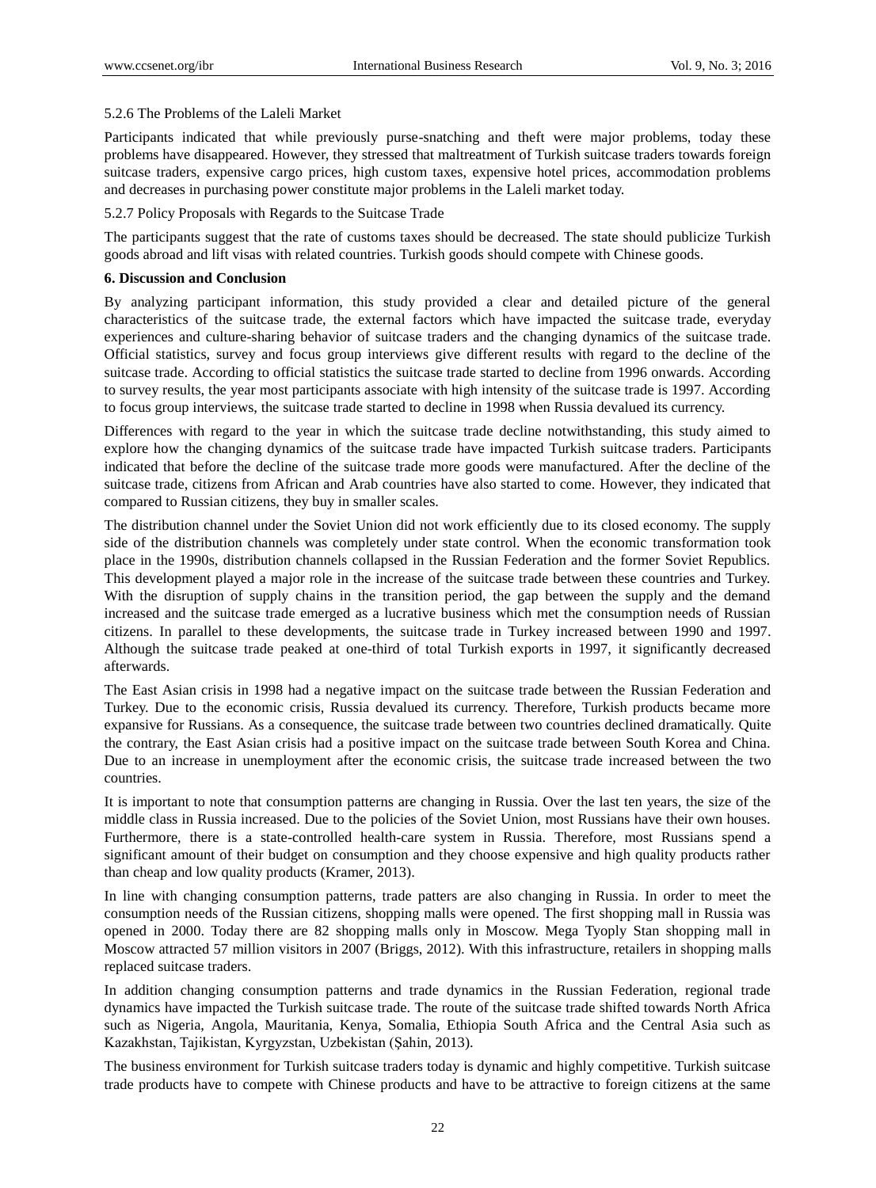#### 5.2.6 The Problems of the Laleli Market

Participants indicated that while previously purse-snatching and theft were major problems, today these problems have disappeared. However, they stressed that maltreatment of Turkish suitcase traders towards foreign suitcase traders, expensive cargo prices, high custom taxes, expensive hotel prices, accommodation problems and decreases in purchasing power constitute major problems in the Laleli market today.

#### 5.2.7 Policy Proposals with Regards to the Suitcase Trade

The participants suggest that the rate of customs taxes should be decreased. The state should publicize Turkish goods abroad and lift visas with related countries. Turkish goods should compete with Chinese goods.

## 6. Discussion and Conclusion

By analyzing participant information, this study provided a clear and detailed picture of the general characteristics of the suitcase trade, the external factors which have impacted the suitcase trade, everyday experiences and culture-sharing behavior of suitcase traders and the changing dynamics of the suitcase trade. Official statistics, survey and focus group interviews give different results with regard to the decline of the suitcase trade. According to official statistics the suitcase trade started to decline from 1996 onwards. According to survey results, the year most participants associate with high intensity of the suitcase trade is 1997. According to focus group interviews, the suitcase trade started to decline in 1998 when Russia devalued its currency.

Differences with regard to the year in which the suitcase trade decline notwithstanding, this study aimed to explore how the changing dynamics of the suitcase trade have impacted Turkish suitcase traders. Participants indicated that before the decline of the suitcase trade more goods were manufactured. After the decline of the suitcase trade, citizens from African and Arab countries have also started to come. However, they indicated that compared to Russian citizens, they buy in smaller scales.

The distribution channel under the Soviet Union did not work efficiently due to its closed economy. The supply side of the distribution channels was completely under state control. When the economic transformation took place in the 1990s, distribution channels collapsed in the Russian Federation and the former Soviet Republics. This development played a major role in the increase of the suitcase trade between these countries and Turkey. With the disruption of supply chains in the transition period, the gap between the supply and the demand increased and the suitcase trade emerged as a lucrative business which met the consumption needs of Russian citizens. In parallel to these developments, the suitcase trade in Turkey increased between 1990 and 1997. Although the suitcase trade peaked at one-third of total Turkish exports in 1997, it significantly decreased afterwards.

The East Asian crisis in 1998 had a negative impact on the suitcase trade between the Russian Federation and Turkey. Due to the economic crisis, Russia devalued its currency. Therefore, Turkish products became more expansive for Russians. As a consequence, the suitcase trade between two countries declined dramatically. Quite the contrary, the East Asian crisis had a positive impact on the suitcase trade between South Korea and China. Due to an increase in unemployment after the economic crisis, the suitcase trade increased between the two countries.

It is important to note that consumption patterns are changing in Russia. Over the last ten years, the size of the middle class in Russia increased. Due to the policies of the Soviet Union, most Russians have their own houses. Furthermore, there is a state-controlled health-care system in Russia. Therefore, most Russians spend a significant amount of their budget on consumption and they choose expensive and high quality products rather than cheap and low quality products (Kramer, 2013).

In line with changing consumption patterns, trade patters are also changing in Russia. In order to meet the consumption needs of the Russian citizens, shopping malls were opened. The first shopping mall in Russia was opened in 2000. Today there are 82 shopping malls only in Moscow. Mega Tyoply Stan shopping mall in Moscow attracted 57 million visitors in 2007 (Briggs, 2012). With this infrastructure, retailers in shopping malls replaced suitcase traders.

In addition changing consumption patterns and trade dynamics in the Russian Federation, regional trade dynamics have impacted the Turkish suitcase trade. The route of the suitcase trade shifted towards North Africa such as Nigeria, Angola, Mauritania, Kenya, Somalia, Ethiopia South Africa and the Central Asia such as Kazakhstan, Tajikistan, Kyrgyzstan, Uzbekistan (Şahin, 2013).

The business environment for Turkish suitcase traders today is dynamic and highly competitive. Turkish suitcase trade products have to compete with Chinese products and have to be attractive to foreign citizens at the same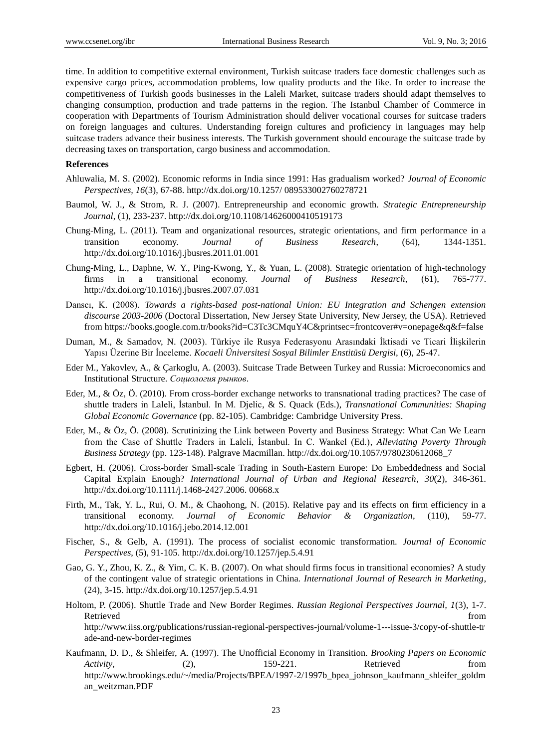time. In addition to competitive external environment, Turkish suitcase traders face domestic challenges such as expensive cargo prices, accommodation problems, low quality products and the like. In order to increase the competitiveness of Turkish goods businesses in the Laleli Market, suitcase traders should adapt themselves to changing consumption, production and trade patterns in the region. The Istanbul Chamber of Commerce in cooperation with Departments of Tourism Administration should deliver vocational courses for suitcase traders on foreign languages and cultures. Understanding foreign cultures and proficiency in languages may help suitcase traders advance their business interests. The Turkish government should encourage the suitcase trade by decreasing taxes on transportation, cargo business and accommodation.

**References**

Ahluwalia, M. S. (2002). Economic reforms in India since 1991: Has gradualism worked? *Journal of Economic Perspectives, 16*(3), 67-88. http://dx.doi.org/10.1257/ 089533002760278721

Baumol, W. J., & Strom, R. J. (2007). Entrepreneurship and economic growth. *Strategic Entrepreneurship Journal*, (1), 233-237. http://dx.doi.org/10.1108/14626000410519173

Chung-Ming, L. (2011). Team and organizational resources, strategic orientations, and firm performance in a transition economy. *Journal of Business Research*, (64), 1344-1351. http://dx.doi.org/10.1016/j.jbusres.2011.01.001

Chung-Ming, L., Daphne, W. Y., Ping-Kwong, Y., & Yuan, L. (2008). Strategic orientation of high-technology firms in a transitional economy. *Journal of Business Research*, (61), 765-777. http://dx.doi.org/10.1016/j.jbusres.2007.07.031

Danscı, K. (2008). *Towards a rights-based post-national Union: EU Integration and Schengen extension discourse 2003-2006* (Doctoral Dissertation, New Jersey State University, New Jersey, the USA). Retrieved from https://books.google.com.tr/books?id=C3Tc3CMquY4C&printsec=frontcover#v=onepage&q&f=false

Duman, M., & Samadov, N. (2003). Türkiye ile Rusya Federasyonu Arasındaki İktisadi ve Ticari İlişkilerin Yapısı Üzerine Bir İnceleme. *Kocaeli Üniversitesi Sosyal Bilimler Enstitüsü Dergisi*, (6), 25-47.

Eder M., Yakovlev, A., & Çarkoglu, A. (2003). Suitcase Trade Between Turkey and Russia: Microeconomics and Institutional Structure. *Социология рынков*.

Eder, M., & Öz, Ö. (2010). From cross-border exchange networks to transnational trading practices? The case of shuttle traders in Laleli, İstanbul. In M. Djelic, & S. Quack (Eds.), *Transnational Communities: Shaping Global Economic Governance* (pp. 82-105). Cambridge: Cambridge University Press.

Eder, M., & Öz, Ö. (2008). Scrutinizing the Link between Poverty and Business Strategy: What Can We Learn from the Case of Shuttle Traders in Laleli, İstanbul. In C. Wankel (Ed.), *Alleviating Poverty Through Business Strategy* (pp. 123-148). Palgrave Macmillan. http://dx.doi.org/10.1057/9780230612068_7

Egbert, H. (2006). Cross-border Small-scale Trading in South-Eastern Europe: Do Embeddedness and Social Capital Explain Enough? *International Journal of Urban and Regional Research*, *30*(2), 346-361. http://dx.doi.org/10.1111/j.1468-2427.2006. 00668.x

Firth, M., Tak, Y. L., Rui, O. M., & Chaohong, N. (2015). Relative pay and its effects on firm efficiency in a transitional economy. *Journal of Economic Behavior & Organization*, (110), 59-77. http://dx.doi.org/10.1016/j.jebo.2014.12.001

Fischer, S., & Gelb, A. (1991). The process of socialist economic transformation. *Journal of Economic Perspectives*, (5), 91-105. http://dx.doi.org/10.1257/jep.5.4.91

Gao, G. Y., Zhou, K. Z., & Yim, C. K. B. (2007). On what should firms focus in transitional economies? A study of the contingent value of strategic orientations in China. *International Journal of Research in Marketing*, (24), 3-15. http://dx.doi.org/10.1257/jep.5.4.91

Holtom, P. (2006). Shuttle Trade and New Border Regimes. *Russian Regional Perspectives Journal*, *1*(3), 1-7. Retrieved from http://www.iiss.org/publications/russian-regional-perspectives-journal/volume-1---issue-3/copy-of-shuttle-trade-and-new-border-regimes

Kaufmann, D. D., & Shleifer, A. (1997). The Unofficial Economy in Transition. *Brooking Papers on Economic Activity*, (2), 159-221. Retrieved from http://www.brookings.edu/~/media/Projects/BPEA/1997-2/1997b_bpea_johnson_kaufmann_shleifer_goldman_weitzman.PDF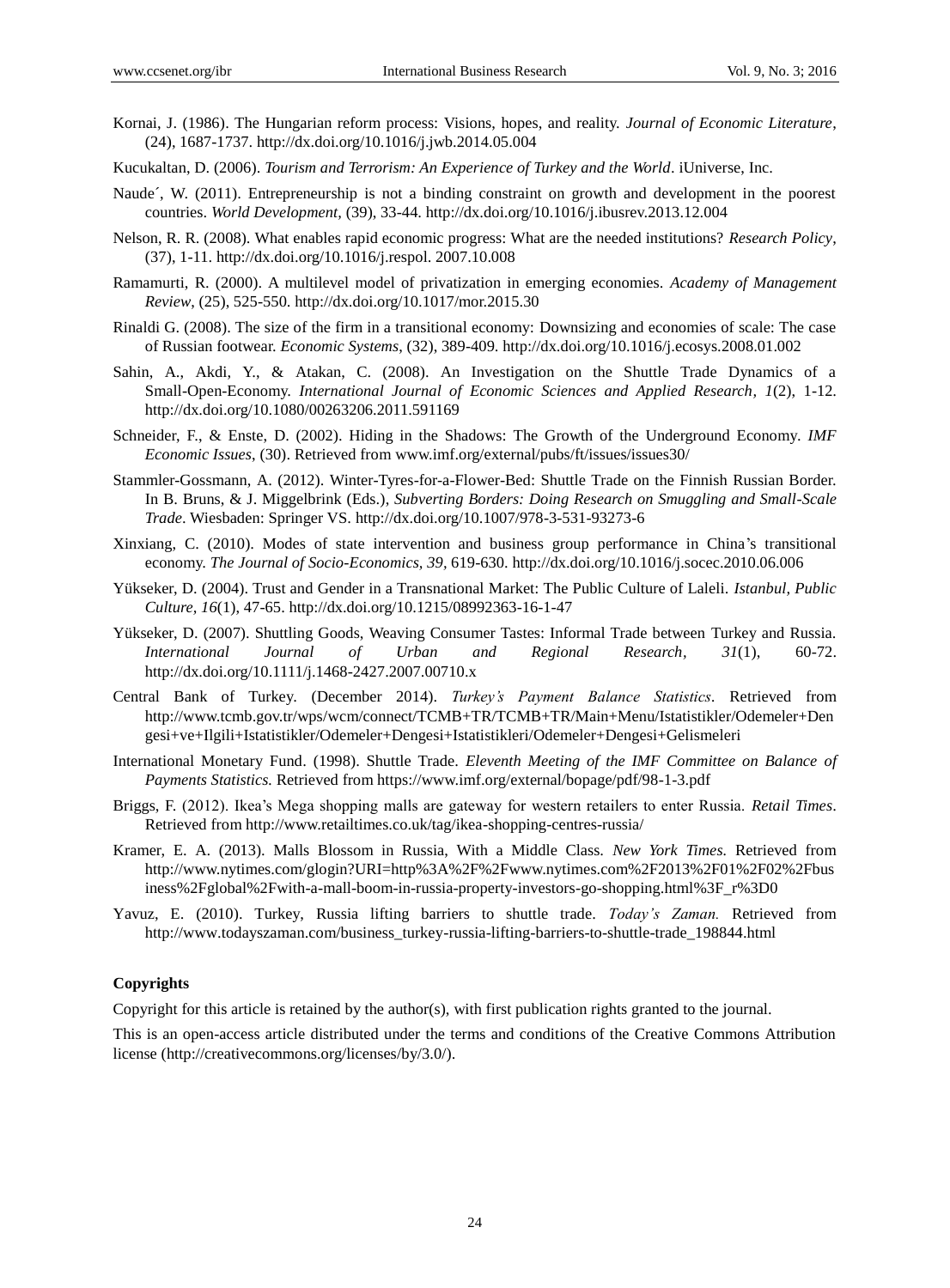Kornai, J. (1986). The Hungarian reform process: Visions, hopes, and reality. *Journal of Economic Literature*, (24), 1687-1737. http://dx.doi.org/10.1016/j.jwb.2014.05.004

Kucukaltan, D. (2006). *Tourism and Terrorism: An Experience of Turkey and the World*. iUniverse, Inc.

Naude´, W. (2011). Entrepreneurship is not a binding constraint on growth and development in the poorest countries. *World Development*, (39), 33-44. http://dx.doi.org/10.1016/j.ibusrev.2013.12.004

Nelson, R. R. (2008). What enables rapid economic progress: What are the needed institutions? *Research Policy*, (37), 1-11. http://dx.doi.org/10.1016/j.respol. 2007.10.008

Ramamurti, R. (2000). A multilevel model of privatization in emerging economies. *Academy of Management Review*, (25), 525-550. http://dx.doi.org/10.1017/mor.2015.30

Rinaldi G. (2008). The size of the firm in a transitional economy: Downsizing and economies of scale: The case of Russian footwear. *Economic Systems*, (32), 389-409. http://dx.doi.org/10.1016/j.ecosys.2008.01.002

Sahin, A., Akdi, Y., & Atakan, C. (2008). An Investigation on the Shuttle Trade Dynamics of a Small-Open-Economy. *International Journal of Economic Sciences and Applied Research*, *1*(2), 1-12. http://dx.doi.org/10.1080/00263206.2011.591169

Schneider, F., & Enste, D. (2002). Hiding in the Shadows: The Growth of the Underground Economy. *IMF Economic Issues*, (30). Retrieved from www.imf.org/external/pubs/ft/issues/issues30/

Stammler-Gossmann, A. (2012). Winter-Tyres-for-a-Flower-Bed: Shuttle Trade on the Finnish Russian Border. In B. Bruns, & J. Miggelbrink (Eds.), *Subverting Borders: Doing Research on Smuggling and Small-Scale Trade*. Wiesbaden: Springer VS. http://dx.doi.org/10.1007/978-3-531-93273-6

Xinxiang, C. (2010). Modes of state intervention and business group performance in China's transitional economy. *The Journal of Socio-Economics, 39*, 619-630. http://dx.doi.org/10.1016/j.socec.2010.06.006

Yükseker, D. (2004). Trust and Gender in a Transnational Market: The Public Culture of Laleli. *Istanbul, Public Culture, 16*(1), 47-65. http://dx.doi.org/10.1215/08992363-16-1-47

Yükseker, D. (2007). Shuttling Goods, Weaving Consumer Tastes: Informal Trade between Turkey and Russia. *International Journal of Urban and Regional Research*, *31*(1), 60-72. http://dx.doi.org/10.1111/j.1468-2427.2007.00710.x

Central Bank of Turkey. (December 2014). *Turkey's Payment Balance Statistics*. Retrieved from http://www.tcmb.gov.tr/wps/wcm/connect/TCMB+TR/TCMB+TR/Main+Menu/Istatistikler/Odemeler+Dengesi+ve+Ilgili+Istatistikler/Odemeler+Dengesi+Istatistikleri/Odemeler+Dengesi+Gelismeleri

International Monetary Fund. (1998). Shuttle Trade. *Eleventh Meeting of the IMF Committee on Balance of Payments Statistics.* Retrieved from https://www.imf.org/external/bopage/pdf/98-1-3.pdf

Briggs, F. (2012). Ikea's Mega shopping malls are gateway for western retailers to enter Russia. *Retail Times*. Retrieved from http://www.retailtimes.co.uk/tag/ikea-shopping-centres-russia/

Kramer, E. A. (2013). Malls Blossom in Russia, With a Middle Class. *New York Times.* Retrieved from http://www.nytimes.com/glogin?URI=http%3A%2F%2Fwww.nytimes.com%2F2013%2F01%2F02%2Fbusiness%2Fglobal%2Fwith-a-mall-boom-in-russia-property-investors-go-shopping.html%3F_r%3D0

Yavuz, E. (2010). Turkey, Russia lifting barriers to shuttle trade. *Today's Zaman.* Retrieved from http://www.todayszaman.com/business_turkey-russia-lifting-barriers-to-shuttle-trade_198844.html

**Copyrights**

Copyright for this article is retained by the author(s), with first publication rights granted to the journal.

This is an open-access article distributed under the terms and conditions of the Creative Commons Attribution license (http://creativecommons.org/licenses/by/3.0/).